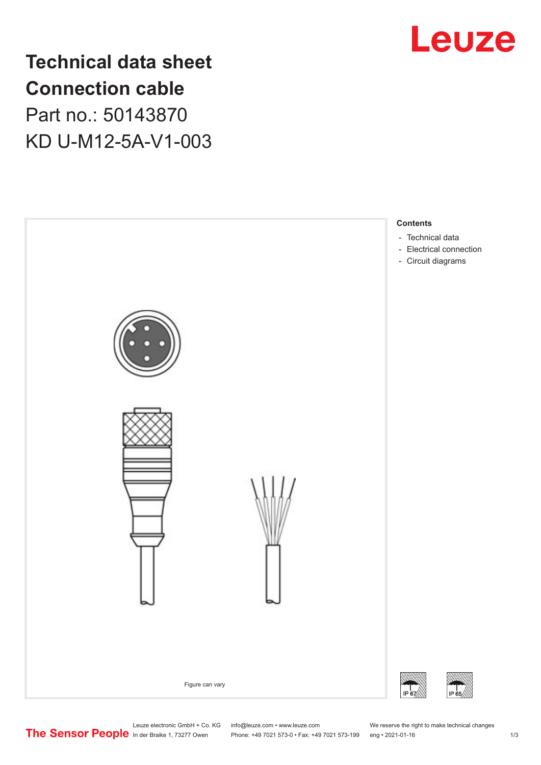# Technical data sheet
# Connection cable

Part no.: 50143870

KD U-M12-5A-V1-003

Figure can vary

**Contents**

- Technical data
- Electrical connection
- Circuit diagrams

IP 67

IP 65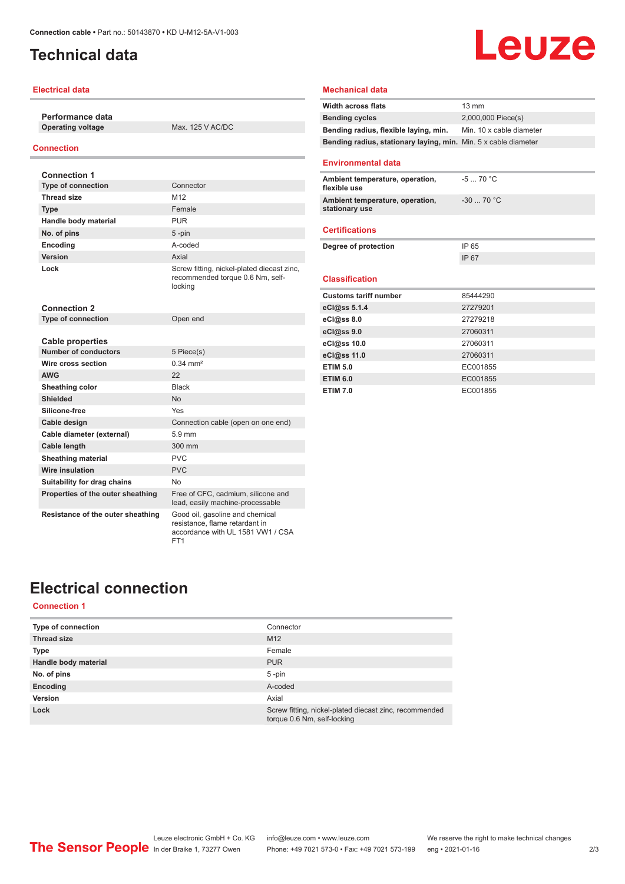# Technical data

## Electrical data

| | |
|---|---|
| **Performance data** | |
| Operating voltage | Max. 125 V AC/DC |

## Connection

| | |
|---|---|
| **Connection 1** | |
| Type of connection | Connector |
| Thread size | M12 |
| Type | Female |
| Handle body material | PUR |
| No. of pins | 5 -pin |
| Encoding | A-coded |
| Version | Axial |
| Lock | Screw fitting, nickel-plated diecast zinc, recommended torque 0.6 Nm, self-locking |

| | |
|---|---|
| **Connection 2** | |
| Type of connection | Open end |

| | |
|---|---|
| **Cable properties** | |
| Number of conductors | 5 Piece(s) |
| Wire cross section | 0.34 mm² |
| AWG | 22 |
| Sheathing color | Black |
| Shielded | No |
| Silicone-free | Yes |
| Cable design | Connection cable (open on one end) |
| Cable diameter (external) | 5.9 mm |
| Cable length | 300 mm |
| Sheathing material | PVC |
| Wire insulation | PVC |
| Suitability for drag chains | No |
| Properties of the outer sheathing | Free of CFC, cadmium, silicone and lead, easily machine-processable |
| Resistance of the outer sheathing | Good oil, gasoline and chemical resistance, flame retardant in accordance with UL 1581 VW1 / CSA FT1 |

## Mechanical data

| | |
|---|---|
| Width across flats | 13 mm |
| Bending cycles | 2,000,000 Piece(s) |
| Bending radius, flexible laying, min. | Min. 10 x cable diameter |
| Bending radius, stationary laying, min. | Min. 5 x cable diameter |

## Environmental data

| | |
|---|---|
| Ambient temperature, operation, flexible use | -5 ... 70 °C |
| Ambient temperature, operation, stationary use | -30 ... 70 °C |

## Certifications

| | |
|---|---|
| Degree of protection | IP 65 |
| | IP 67 |

## Classification

| | |
|---|---|
| Customs tariff number | 85444290 |
| eCl@ss 5.1.4 | 27279201 |
| eCl@ss 8.0 | 27279218 |
| eCl@ss 9.0 | 27060311 |
| eCl@ss 10.0 | 27060311 |
| eCl@ss 11.0 | 27060311 |
| ETIM 5.0 | EC001855 |
| ETIM 6.0 | EC001855 |
| ETIM 7.0 | EC001855 |

# Electrical connection

## Connection 1

| | |
|---|---|
| Type of connection | Connector |
| Thread size | M12 |
| Type | Female |
| Handle body material | PUR |
| No. of pins | 5 -pin |
| Encoding | A-coded |
| Version | Axial |
| Lock | Screw fitting, nickel-plated diecast zinc, recommended torque 0.6 Nm, self-locking |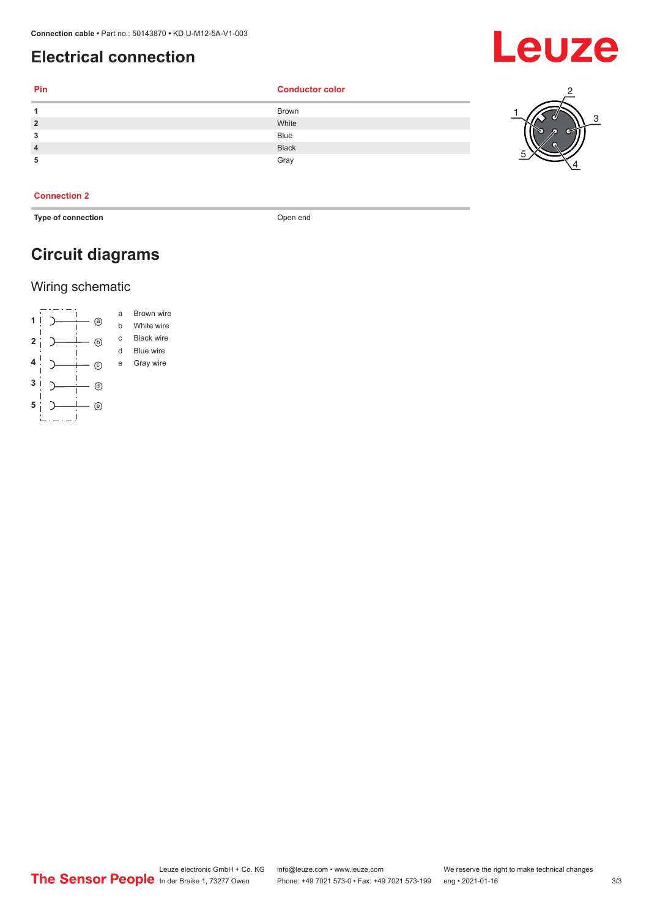## Electrical connection

| Pin | Conductor color |
|---|---|
| 1 | Brown |
| 2 | White |
| 3 | Blue |
| 4 | Black |
| 5 | Gray |

2
1
3
5
4

| Connection 2 | |
|---|---|
| Type of connection | Open end |

## Circuit diagrams

### Wiring schematic

1
2
4
3
5
a
b
c
d
e

a Brown wire
b White wire
c Black wire
d Blue wire
e Gray wire